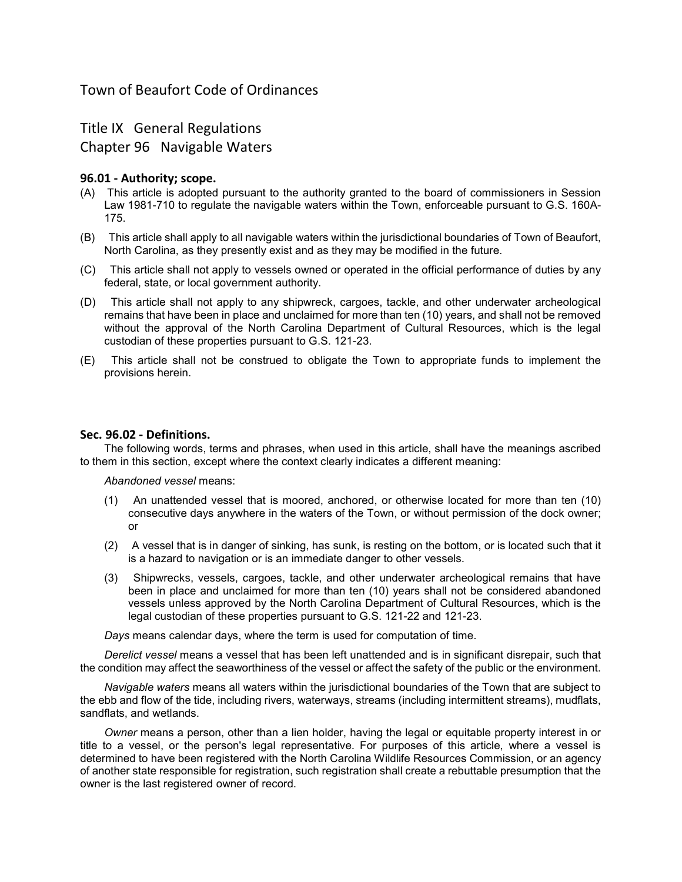# Town of Beaufort Code of Ordinances

## Title IX General Regulations
## Chapter 96 Navigable Waters

### 96.01 - Authority; scope.

(A) This article is adopted pursuant to the authority granted to the board of commissioners in Session Law 1981-710 to regulate the navigable waters within the Town, enforceable pursuant to G.S. 160A-175.

(B) This article shall apply to all navigable waters within the jurisdictional boundaries of Town of Beaufort, North Carolina, as they presently exist and as they may be modified in the future.

(C) This article shall not apply to vessels owned or operated in the official performance of duties by any federal, state, or local government authority.

(D) This article shall not apply to any shipwreck, cargoes, tackle, and other underwater archeological remains that have been in place and unclaimed for more than ten (10) years, and shall not be removed without the approval of the North Carolina Department of Cultural Resources, which is the legal custodian of these properties pursuant to G.S. 121-23.

(E) This article shall not be construed to obligate the Town to appropriate funds to implement the provisions herein.

### Sec. 96.02 - Definitions.

The following words, terms and phrases, when used in this article, shall have the meanings ascribed to them in this section, except where the context clearly indicates a different meaning:

*Abandoned vessel* means:

(1) An unattended vessel that is moored, anchored, or otherwise located for more than ten (10) consecutive days anywhere in the waters of the Town, or without permission of the dock owner; or

(2) A vessel that is in danger of sinking, has sunk, is resting on the bottom, or is located such that it is a hazard to navigation or is an immediate danger to other vessels.

(3) Shipwrecks, vessels, cargoes, tackle, and other underwater archeological remains that have been in place and unclaimed for more than ten (10) years shall not be considered abandoned vessels unless approved by the North Carolina Department of Cultural Resources, which is the legal custodian of these properties pursuant to G.S. 121-22 and 121-23.

*Days* means calendar days, where the term is used for computation of time.

*Derelict vessel* means a vessel that has been left unattended and is in significant disrepair, such that the condition may affect the seaworthiness of the vessel or affect the safety of the public or the environment.

*Navigable waters* means all waters within the jurisdictional boundaries of the Town that are subject to the ebb and flow of the tide, including rivers, waterways, streams (including intermittent streams), mudflats, sandflats, and wetlands.

*Owner* means a person, other than a lien holder, having the legal or equitable property interest in or title to a vessel, or the person's legal representative. For purposes of this article, where a vessel is determined to have been registered with the North Carolina Wildlife Resources Commission, or an agency of another state responsible for registration, such registration shall create a rebuttable presumption that the owner is the last registered owner of record.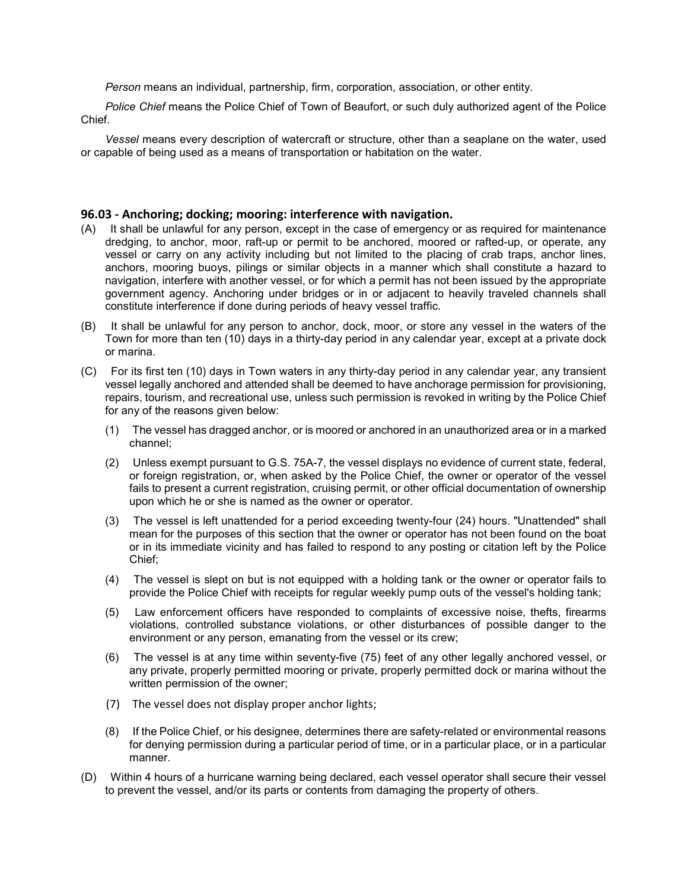*Person* means an individual, partnership, firm, corporation, association, or other entity.

*Police Chief* means the Police Chief of Town of Beaufort, or such duly authorized agent of the Police Chief.

*Vessel* means every description of watercraft or structure, other than a seaplane on the water, used or capable of being used as a means of transportation or habitation on the water.

### 96.03 - Anchoring; docking; mooring: interference with navigation.

(A) It shall be unlawful for any person, except in the case of emergency or as required for maintenance dredging, to anchor, moor, raft-up or permit to be anchored, moored or rafted-up, or operate, any vessel or carry on any activity including but not limited to the placing of crab traps, anchor lines, anchors, mooring buoys, pilings or similar objects in a manner which shall constitute a hazard to navigation, interfere with another vessel, or for which a permit has not been issued by the appropriate government agency. Anchoring under bridges or in or adjacent to heavily traveled channels shall constitute interference if done during periods of heavy vessel traffic.

(B) It shall be unlawful for any person to anchor, dock, moor, or store any vessel in the waters of the Town for more than ten (10) days in a thirty-day period in any calendar year, except at a private dock or marina.

(C) For its first ten (10) days in Town waters in any thirty-day period in any calendar year, any transient vessel legally anchored and attended shall be deemed to have anchorage permission for provisioning, repairs, tourism, and recreational use, unless such permission is revoked in writing by the Police Chief for any of the reasons given below:

(1) The vessel has dragged anchor, or is moored or anchored in an unauthorized area or in a marked channel;

(2) Unless exempt pursuant to G.S. 75A-7, the vessel displays no evidence of current state, federal, or foreign registration, or, when asked by the Police Chief, the owner or operator of the vessel fails to present a current registration, cruising permit, or other official documentation of ownership upon which he or she is named as the owner or operator.

(3) The vessel is left unattended for a period exceeding twenty-four (24) hours. "Unattended" shall mean for the purposes of this section that the owner or operator has not been found on the boat or in its immediate vicinity and has failed to respond to any posting or citation left by the Police Chief;

(4) The vessel is slept on but is not equipped with a holding tank or the owner or operator fails to provide the Police Chief with receipts for regular weekly pump outs of the vessel's holding tank;

(5) Law enforcement officers have responded to complaints of excessive noise, thefts, firearms violations, controlled substance violations, or other disturbances of possible danger to the environment or any person, emanating from the vessel or its crew;

(6) The vessel is at any time within seventy-five (75) feet of any other legally anchored vessel, or any private, properly permitted mooring or private, properly permitted dock or marina without the written permission of the owner;

(7) The vessel does not display proper anchor lights;

(8) If the Police Chief, or his designee, determines there are safety-related or environmental reasons for denying permission during a particular period of time, or in a particular place, or in a particular manner.

(D) Within 4 hours of a hurricane warning being declared, each vessel operator shall secure their vessel to prevent the vessel, and/or its parts or contents from damaging the property of others.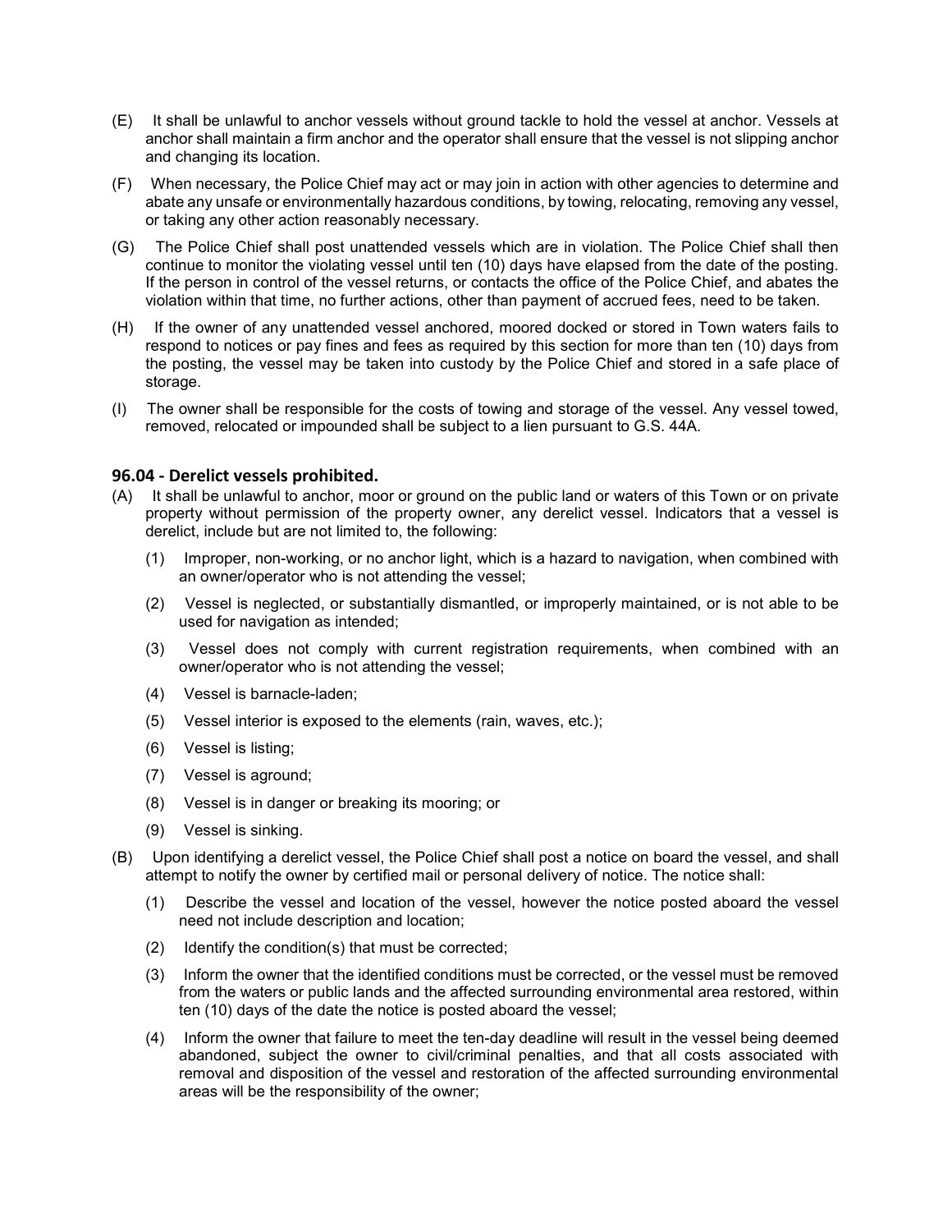(E) It shall be unlawful to anchor vessels without ground tackle to hold the vessel at anchor. Vessels at anchor shall maintain a firm anchor and the operator shall ensure that the vessel is not slipping anchor and changing its location.

(F) When necessary, the Police Chief may act or may join in action with other agencies to determine and abate any unsafe or environmentally hazardous conditions, by towing, relocating, removing any vessel, or taking any other action reasonably necessary.

(G) The Police Chief shall post unattended vessels which are in violation. The Police Chief shall then continue to monitor the violating vessel until ten (10) days have elapsed from the date of the posting. If the person in control of the vessel returns, or contacts the office of the Police Chief, and abates the violation within that time, no further actions, other than payment of accrued fees, need to be taken.

(H) If the owner of any unattended vessel anchored, moored docked or stored in Town waters fails to respond to notices or pay fines and fees as required by this section for more than ten (10) days from the posting, the vessel may be taken into custody by the Police Chief and stored in a safe place of storage.

(I) The owner shall be responsible for the costs of towing and storage of the vessel. Any vessel towed, removed, relocated or impounded shall be subject to a lien pursuant to G.S. 44A.

### 96.04 - Derelict vessels prohibited.

(A) It shall be unlawful to anchor, moor or ground on the public land or waters of this Town or on private property without permission of the property owner, any derelict vessel. Indicators that a vessel is derelict, include but are not limited to, the following:

   (1) Improper, non-working, or no anchor light, which is a hazard to navigation, when combined with an owner/operator who is not attending the vessel;

   (2) Vessel is neglected, or substantially dismantled, or improperly maintained, or is not able to be used for navigation as intended;

   (3) Vessel does not comply with current registration requirements, when combined with an owner/operator who is not attending the vessel;

   (4) Vessel is barnacle-laden;

   (5) Vessel interior is exposed to the elements (rain, waves, etc.);

   (6) Vessel is listing;

   (7) Vessel is aground;

   (8) Vessel is in danger or breaking its mooring; or

   (9) Vessel is sinking.

(B) Upon identifying a derelict vessel, the Police Chief shall post a notice on board the vessel, and shall attempt to notify the owner by certified mail or personal delivery of notice. The notice shall:

   (1) Describe the vessel and location of the vessel, however the notice posted aboard the vessel need not include description and location;

   (2) Identify the condition(s) that must be corrected;

   (3) Inform the owner that the identified conditions must be corrected, or the vessel must be removed from the waters or public lands and the affected surrounding environmental area restored, within ten (10) days of the date the notice is posted aboard the vessel;

   (4) Inform the owner that failure to meet the ten-day deadline will result in the vessel being deemed abandoned, subject the owner to civil/criminal penalties, and that all costs associated with removal and disposition of the vessel and restoration of the affected surrounding environmental areas will be the responsibility of the owner;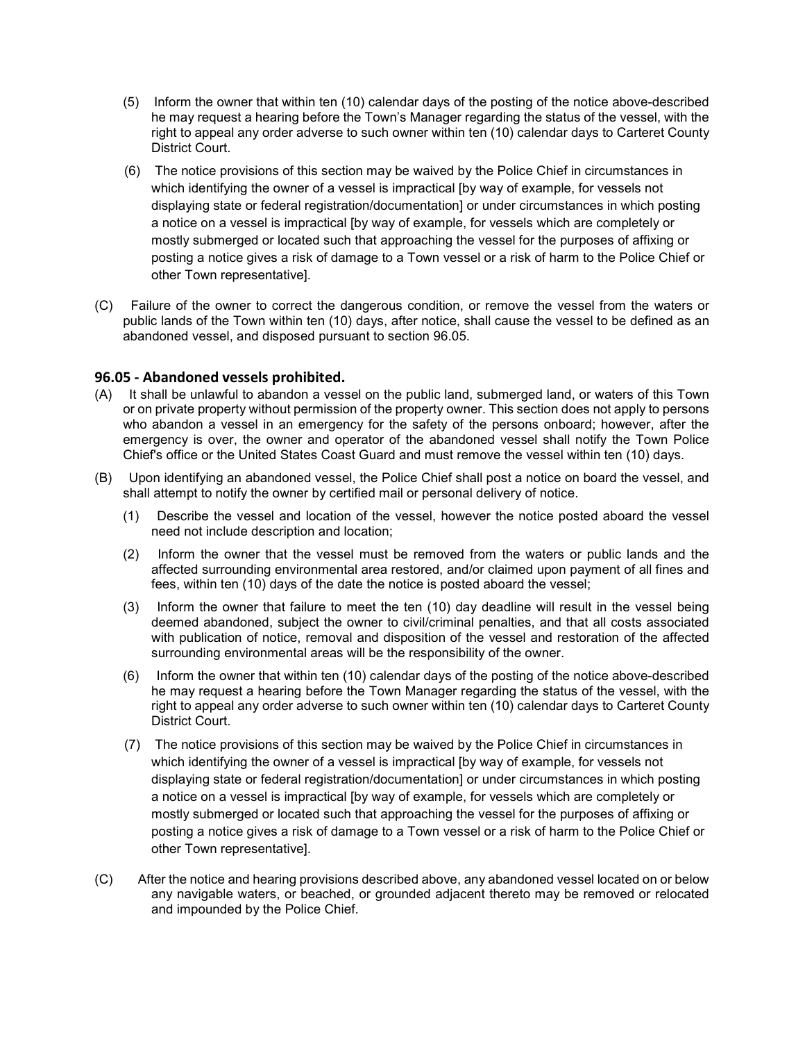(5) Inform the owner that within ten (10) calendar days of the posting of the notice above-described he may request a hearing before the Town's Manager regarding the status of the vessel, with the right to appeal any order adverse to such owner within ten (10) calendar days to Carteret County District Court.

(6) The notice provisions of this section may be waived by the Police Chief in circumstances in which identifying the owner of a vessel is impractical [by way of example, for vessels not displaying state or federal registration/documentation] or under circumstances in which posting a notice on a vessel is impractical [by way of example, for vessels which are completely or mostly submerged or located such that approaching the vessel for the purposes of affixing or posting a notice gives a risk of damage to a Town vessel or a risk of harm to the Police Chief or other Town representative].

(C) Failure of the owner to correct the dangerous condition, or remove the vessel from the waters or public lands of the Town within ten (10) days, after notice, shall cause the vessel to be defined as an abandoned vessel, and disposed pursuant to section 96.05.

### 96.05 - Abandoned vessels prohibited.

(A) It shall be unlawful to abandon a vessel on the public land, submerged land, or waters of this Town or on private property without permission of the property owner. This section does not apply to persons who abandon a vessel in an emergency for the safety of the persons onboard; however, after the emergency is over, the owner and operator of the abandoned vessel shall notify the Town Police Chief's office or the United States Coast Guard and must remove the vessel within ten (10) days.

(B) Upon identifying an abandoned vessel, the Police Chief shall post a notice on board the vessel, and shall attempt to notify the owner by certified mail or personal delivery of notice.

(1) Describe the vessel and location of the vessel, however the notice posted aboard the vessel need not include description and location;

(2) Inform the owner that the vessel must be removed from the waters or public lands and the affected surrounding environmental area restored, and/or claimed upon payment of all fines and fees, within ten (10) days of the date the notice is posted aboard the vessel;

(3) Inform the owner that failure to meet the ten (10) day deadline will result in the vessel being deemed abandoned, subject the owner to civil/criminal penalties, and that all costs associated with publication of notice, removal and disposition of the vessel and restoration of the affected surrounding environmental areas will be the responsibility of the owner.

(6) Inform the owner that within ten (10) calendar days of the posting of the notice above-described he may request a hearing before the Town Manager regarding the status of the vessel, with the right to appeal any order adverse to such owner within ten (10) calendar days to Carteret County District Court.

(7) The notice provisions of this section may be waived by the Police Chief in circumstances in which identifying the owner of a vessel is impractical [by way of example, for vessels not displaying state or federal registration/documentation] or under circumstances in which posting a notice on a vessel is impractical [by way of example, for vessels which are completely or mostly submerged or located such that approaching the vessel for the purposes of affixing or posting a notice gives a risk of damage to a Town vessel or a risk of harm to the Police Chief or other Town representative].

(C) After the notice and hearing provisions described above, any abandoned vessel located on or below any navigable waters, or beached, or grounded adjacent thereto may be removed or relocated and impounded by the Police Chief.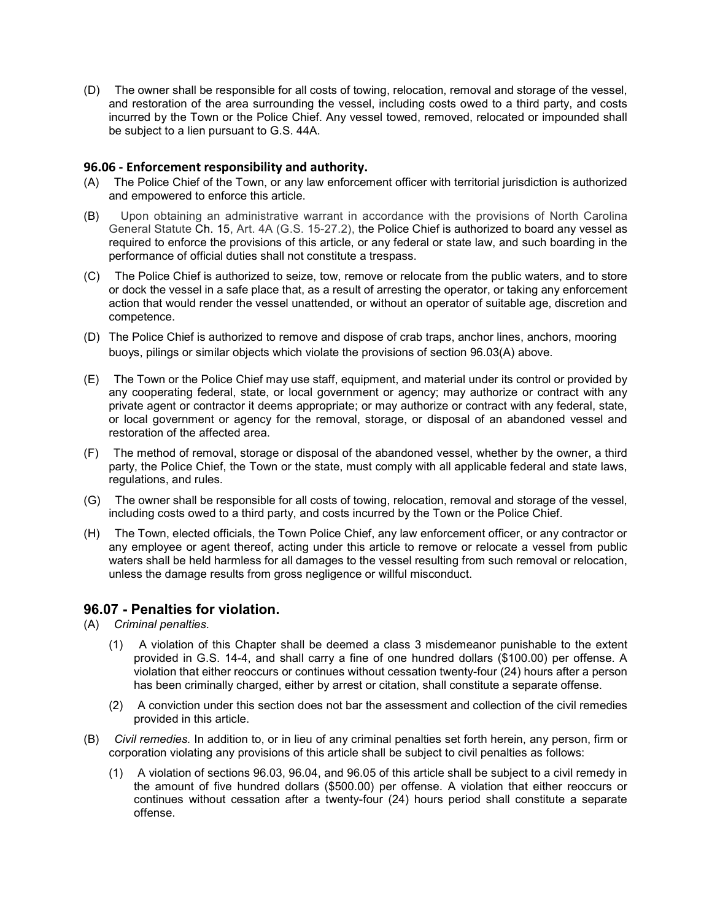(D) The owner shall be responsible for all costs of towing, relocation, removal and storage of the vessel, and restoration of the area surrounding the vessel, including costs owed to a third party, and costs incurred by the Town or the Police Chief. Any vessel towed, removed, relocated or impounded shall be subject to a lien pursuant to G.S. 44A.

### 96.06 - Enforcement responsibility and authority.

(A) The Police Chief of the Town, or any law enforcement officer with territorial jurisdiction is authorized and empowered to enforce this article.

(B) Upon obtaining an administrative warrant in accordance with the provisions of North Carolina General Statute Ch. 15, Art. 4A (G.S. 15-27.2), the Police Chief is authorized to board any vessel as required to enforce the provisions of this article, or any federal or state law, and such boarding in the performance of official duties shall not constitute a trespass.

(C) The Police Chief is authorized to seize, tow, remove or relocate from the public waters, and to store or dock the vessel in a safe place that, as a result of arresting the operator, or taking any enforcement action that would render the vessel unattended, or without an operator of suitable age, discretion and competence.

(D) The Police Chief is authorized to remove and dispose of crab traps, anchor lines, anchors, mooring buoys, pilings or similar objects which violate the provisions of section 96.03(A) above.

(E) The Town or the Police Chief may use staff, equipment, and material under its control or provided by any cooperating federal, state, or local government or agency; may authorize or contract with any private agent or contractor it deems appropriate; or may authorize or contract with any federal, state, or local government or agency for the removal, storage, or disposal of an abandoned vessel and restoration of the affected area.

(F) The method of removal, storage or disposal of the abandoned vessel, whether by the owner, a third party, the Police Chief, the Town or the state, must comply with all applicable federal and state laws, regulations, and rules.

(G) The owner shall be responsible for all costs of towing, relocation, removal and storage of the vessel, including costs owed to a third party, and costs incurred by the Town or the Police Chief.

(H) The Town, elected officials, the Town Police Chief, any law enforcement officer, or any contractor or any employee or agent thereof, acting under this article to remove or relocate a vessel from public waters shall be held harmless for all damages to the vessel resulting from such removal or relocation, unless the damage results from gross negligence or willful misconduct.

## 96.07 - Penalties for violation.

(A) *Criminal penalties.*

(1) A violation of this Chapter shall be deemed a class 3 misdemeanor punishable to the extent provided in G.S. 14-4, and shall carry a fine of one hundred dollars ($100.00) per offense. A violation that either reoccurs or continues without cessation twenty-four (24) hours after a person has been criminally charged, either by arrest or citation, shall constitute a separate offense.

(2) A conviction under this section does not bar the assessment and collection of the civil remedies provided in this article.

(B) *Civil remedies.* In addition to, or in lieu of any criminal penalties set forth herein, any person, firm or corporation violating any provisions of this article shall be subject to civil penalties as follows:

(1) A violation of sections 96.03, 96.04, and 96.05 of this article shall be subject to a civil remedy in the amount of five hundred dollars ($500.00) per offense. A violation that either reoccurs or continues without cessation after a twenty-four (24) hours period shall constitute a separate offense.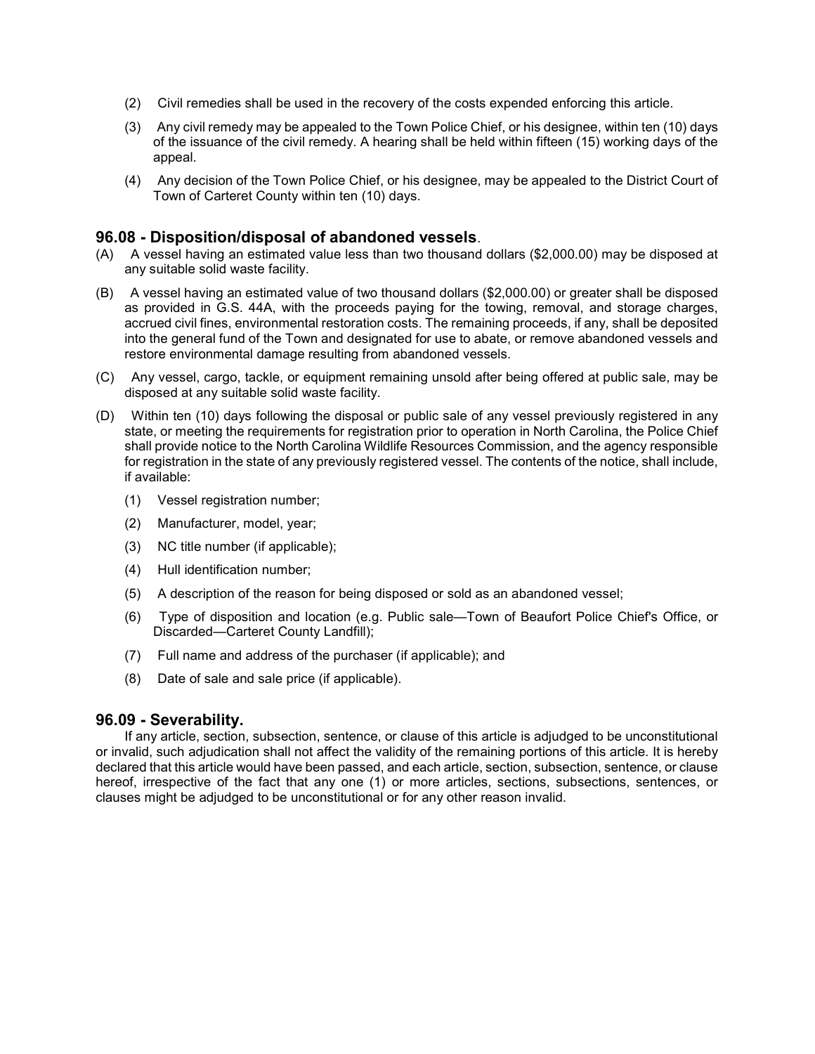(2) Civil remedies shall be used in the recovery of the costs expended enforcing this article.

(3) Any civil remedy may be appealed to the Town Police Chief, or his designee, within ten (10) days of the issuance of the civil remedy. A hearing shall be held within fifteen (15) working days of the appeal.

(4) Any decision of the Town Police Chief, or his designee, may be appealed to the District Court of Town of Carteret County within ten (10) days.

### 96.08 - Disposition/disposal of abandoned vessels.

(A) A vessel having an estimated value less than two thousand dollars ($2,000.00) may be disposed at any suitable solid waste facility.

(B) A vessel having an estimated value of two thousand dollars ($2,000.00) or greater shall be disposed as provided in G.S. 44A, with the proceeds paying for the towing, removal, and storage charges, accrued civil fines, environmental restoration costs. The remaining proceeds, if any, shall be deposited into the general fund of the Town and designated for use to abate, or remove abandoned vessels and restore environmental damage resulting from abandoned vessels.

(C) Any vessel, cargo, tackle, or equipment remaining unsold after being offered at public sale, may be disposed at any suitable solid waste facility.

(D) Within ten (10) days following the disposal or public sale of any vessel previously registered in any state, or meeting the requirements for registration prior to operation in North Carolina, the Police Chief shall provide notice to the North Carolina Wildlife Resources Commission, and the agency responsible for registration in the state of any previously registered vessel. The contents of the notice, shall include, if available:

(1) Vessel registration number;

(2) Manufacturer, model, year;

(3) NC title number (if applicable);

(4) Hull identification number;

(5) A description of the reason for being disposed or sold as an abandoned vessel;

(6) Type of disposition and location (e.g. Public sale—Town of Beaufort Police Chief's Office, or Discarded—Carteret County Landfill);

(7) Full name and address of the purchaser (if applicable); and

(8) Date of sale and sale price (if applicable).

### 96.09 - Severability.

If any article, section, subsection, sentence, or clause of this article is adjudged to be unconstitutional or invalid, such adjudication shall not affect the validity of the remaining portions of this article. It is hereby declared that this article would have been passed, and each article, section, subsection, sentence, or clause hereof, irrespective of the fact that any one (1) or more articles, sections, subsections, sentences, or clauses might be adjudged to be unconstitutional or for any other reason invalid.